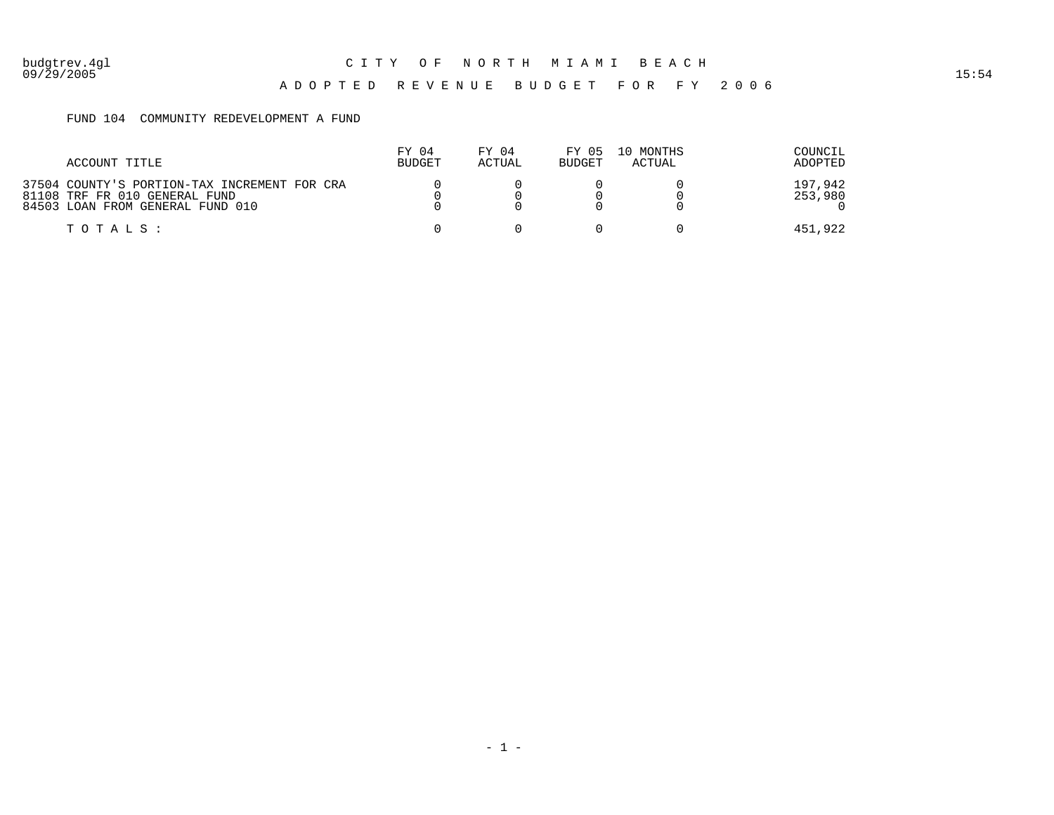# CITY OF NORTH MIAMI BEACH

## ADOPTED REVENUE BUDGET FOR FY 2006

budgtrev.4gl
09/29/2005 15:54

FUND 104 COMMUNITY REDEVELOPMENT A FUND

| ACCOUNT TITLE | FY 04 BUDGET | FY 04 ACTUAL | FY 05 BUDGET | 10 MONTHS ACTUAL | COUNCIL ADOPTED |
|---|---|---|---|---|---|
| 37504 COUNTY'S PORTION-TAX INCREMENT FOR CRA | 0 | 0 | 0 | 0 | 197,942 |
| 81108 TRF FR 010 GENERAL FUND | 0 | 0 | 0 | 0 | 253,980 |
| 84503 LOAN FROM GENERAL FUND 010 | 0 | 0 | 0 | 0 | 0 |
| TOTALS: | 0 | 0 | 0 | 0 | 451,922 |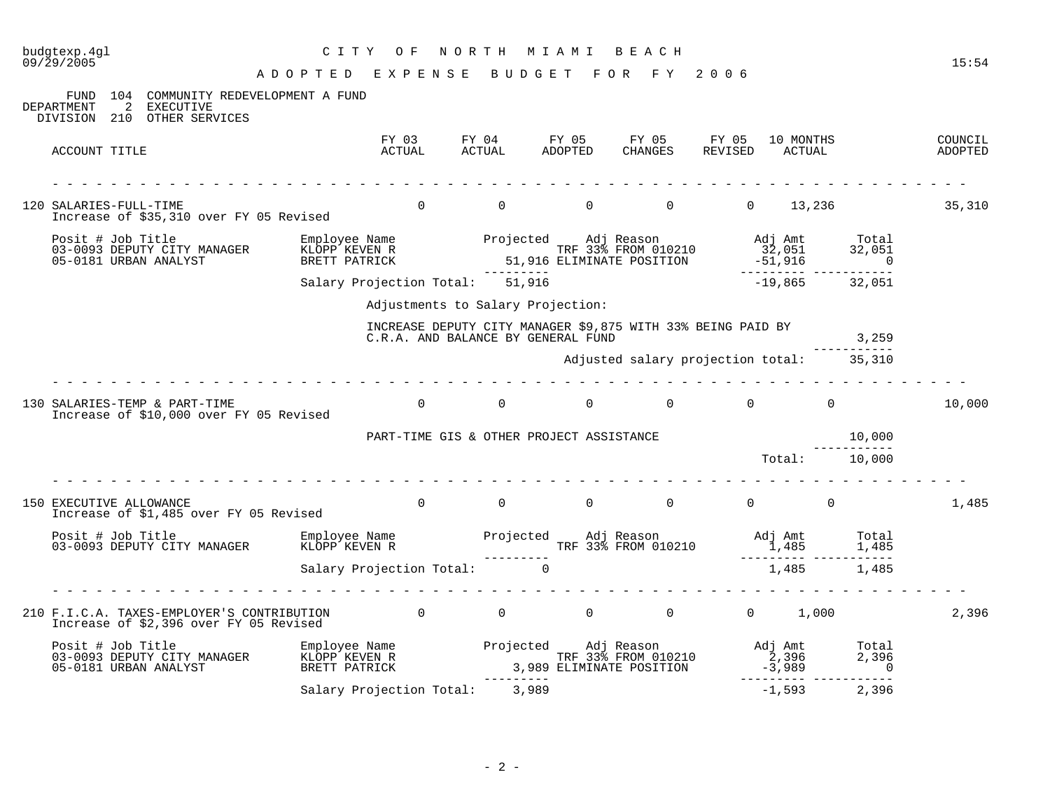budgtexp.4gl 09/29/2005

# CITY OF NORTH MIAMI BEACH

## ADOPTED EXPENSE BUDGET FOR FY 2006

15:54

FUND 104 COMMUNITY REDEVELOPMENT A FUND
DEPARTMENT 2 EXECUTIVE
DIVISION 210 OTHER SERVICES

| ACCOUNT TITLE | FY 03 ACTUAL | FY 04 ACTUAL | FY 05 ADOPTED | FY 05 CHANGES | FY 05 REVISED | 10 MONTHS ACTUAL | COUNCIL ADOPTED |
|---|---|---|---|---|---|---|---|
| 120 SALARIES-FULL-TIME | 0 | 0 | 0 | 0 | 0 | 13,236 | 35,310 |

Increase of $35,310 over FY 05 Revised

| Posit # | Job Title | Employee Name | Projected | Adj Reason | Adj Amt | Total |
|---|---|---|---|---|---|---|
| 03-0093 | DEPUTY CITY MANAGER | KLOPP KEVEN R | | TRF 33% FROM 010210 | 32,051 | 32,051 |
| 05-0181 | URBAN ANALYST | BRETT PATRICK | 51,916 | ELIMINATE POSITION | -51,916 | 0 |
| | | Salary Projection Total: | 51,916 | | -19,865 | 32,051 |

Adjustments to Salary Projection:

| | |
|---|---|
| INCREASE DEPUTY CITY MANAGER $9,875 WITH 33% BEING PAID BY C.R.A. AND BALANCE BY GENERAL FUND | 3,259 |
| Adjusted salary projection total: | 35,310 |

| ACCOUNT TITLE | FY 03 ACTUAL | FY 04 ACTUAL | FY 05 ADOPTED | FY 05 CHANGES | FY 05 REVISED | 10 MONTHS ACTUAL | COUNCIL ADOPTED |
|---|---|---|---|---|---|---|---|
| 130 SALARIES-TEMP & PART-TIME | 0 | 0 | 0 | 0 | 0 | 0 | 10,000 |

Increase of $10,000 over FY 05 Revised

| | |
|---|---|
| PART-TIME GIS & OTHER PROJECT ASSISTANCE | 10,000 |
| Total: | 10,000 |

| ACCOUNT TITLE | FY 03 ACTUAL | FY 04 ACTUAL | FY 05 ADOPTED | FY 05 CHANGES | FY 05 REVISED | 10 MONTHS ACTUAL | COUNCIL ADOPTED |
|---|---|---|---|---|---|---|---|
| 150 EXECUTIVE ALLOWANCE | 0 | 0 | 0 | 0 | 0 | 0 | 1,485 |

Increase of $1,485 over FY 05 Revised

| Posit # | Job Title | Employee Name | Projected | Adj Reason | Adj Amt | Total |
|---|---|---|---|---|---|---|
| 03-0093 | DEPUTY CITY MANAGER | KLOPP KEVEN R | | TRF 33% FROM 010210 | 1,485 | 1,485 |
| | | Salary Projection Total: | 0 | | 1,485 | 1,485 |

| ACCOUNT TITLE | FY 03 ACTUAL | FY 04 ACTUAL | FY 05 ADOPTED | FY 05 CHANGES | FY 05 REVISED | 10 MONTHS ACTUAL | COUNCIL ADOPTED |
|---|---|---|---|---|---|---|---|
| 210 F.I.C.A. TAXES-EMPLOYER'S CONTRIBUTION | 0 | 0 | 0 | 0 | 0 | 1,000 | 2,396 |

Increase of $2,396 over FY 05 Revised

| Posit # | Job Title | Employee Name | Projected | Adj Reason | Adj Amt | Total |
|---|---|---|---|---|---|---|
| 03-0093 | DEPUTY CITY MANAGER | KLOPP KEVEN R | | TRF 33% FROM 010210 | 2,396 | 2,396 |
| 05-0181 | URBAN ANALYST | BRETT PATRICK | 3,989 | ELIMINATE POSITION | -3,989 | 0 |
| | | Salary Projection Total: | 3,989 | | -1,593 | 2,396 |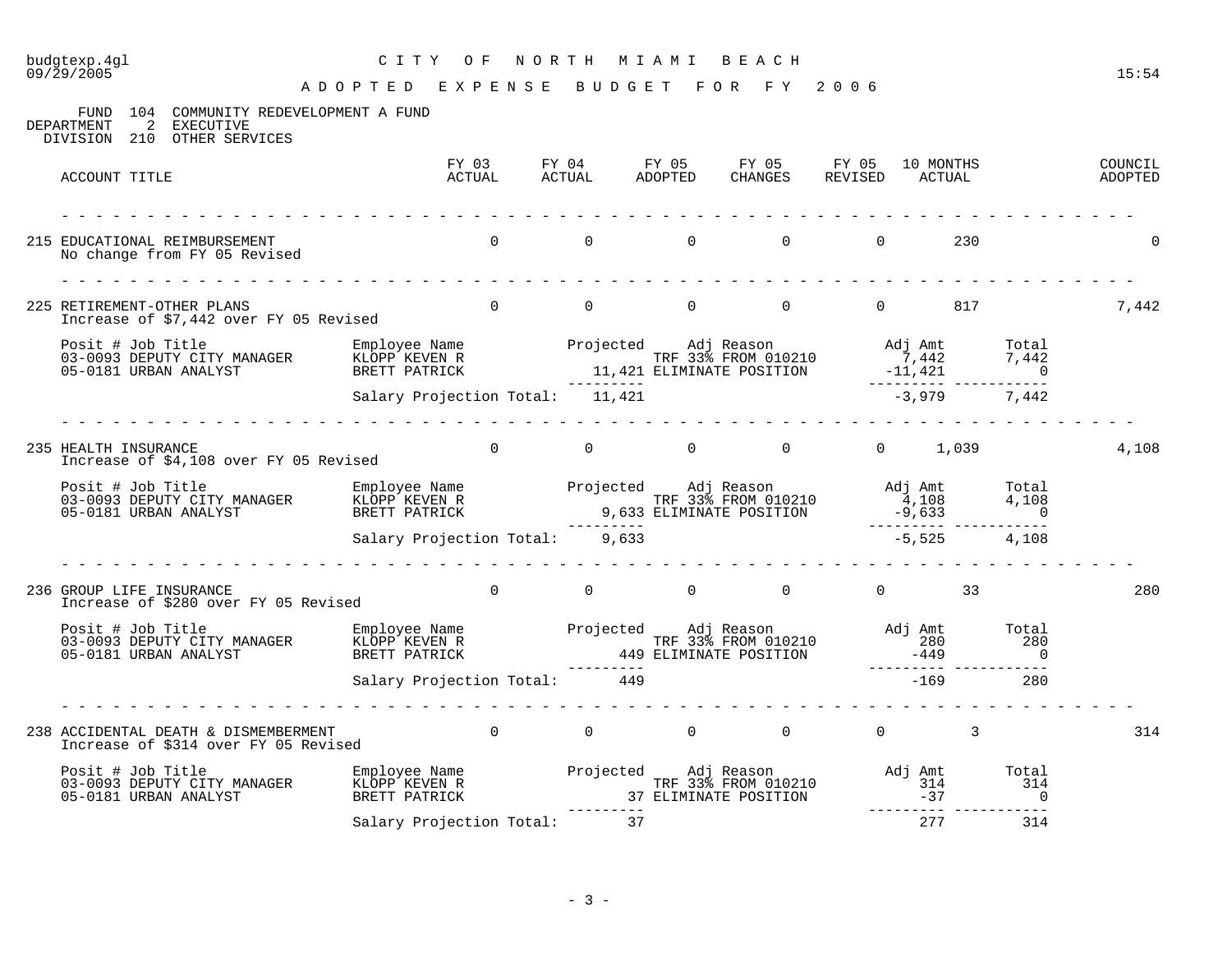budgtexp.4gl — 09/29/2005 — 15:54

# CITY OF NORTH MIAMI BEACH

## ADOPTED EXPENSE BUDGET FOR FY 2006

FUND 104 COMMUNITY REDEVELOPMENT A FUND
DEPARTMENT 2 EXECUTIVE
DIVISION 210 OTHER SERVICES

| ACCOUNT TITLE | FY 03 ACTUAL | FY 04 ACTUAL | FY 05 ADOPTED | FY 05 CHANGES | FY 05 REVISED | 10 MONTHS ACTUAL | COUNCIL ADOPTED |
|---|---|---|---|---|---|---|---|
| 215 EDUCATIONAL REIMBURSEMENT | 0 | 0 | 0 | 0 | 0 | 230 | 0 |
| 225 RETIREMENT-OTHER PLANS | 0 | 0 | 0 | 0 | 0 | 817 | 7,442 |
| 235 HEALTH INSURANCE | 0 | 0 | 0 | 0 | 0 | 1,039 | 4,108 |
| 236 GROUP LIFE INSURANCE | 0 | 0 | 0 | 0 | 0 | 33 | 280 |
| 238 ACCIDENTAL DEATH & DISMEMBERMENT | 0 | 0 | 0 | 0 | 0 | 3 | 314 |

**215 EDUCATIONAL REIMBURSEMENT**
No change from FY 05 Revised

**225 RETIREMENT-OTHER PLANS**
Increase of $7,442 over FY 05 Revised

| Posit # | Job Title | Employee Name | Projected | Adj Reason | Adj Amt | Total |
|---|---|---|---|---|---|---|
| 03-0093 | DEPUTY CITY MANAGER | KLOPP KEVEN R | | TRF 33% FROM 010210 | 7,442 | 7,442 |
| 05-0181 | URBAN ANALYST | BRETT PATRICK | 11,421 | ELIMINATE POSITION | -11,421 | 0 |
| | | Salary Projection Total: | 11,421 | | -3,979 | 7,442 |

**235 HEALTH INSURANCE**
Increase of $4,108 over FY 05 Revised

| Posit # | Job Title | Employee Name | Projected | Adj Reason | Adj Amt | Total |
|---|---|---|---|---|---|---|
| 03-0093 | DEPUTY CITY MANAGER | KLOPP KEVEN R | | TRF 33% FROM 010210 | 4,108 | 4,108 |
| 05-0181 | URBAN ANALYST | BRETT PATRICK | 9,633 | ELIMINATE POSITION | -9,633 | 0 |
| | | Salary Projection Total: | 9,633 | | -5,525 | 4,108 |

**236 GROUP LIFE INSURANCE**
Increase of $280 over FY 05 Revised

| Posit # | Job Title | Employee Name | Projected | Adj Reason | Adj Amt | Total |
|---|---|---|---|---|---|---|
| 03-0093 | DEPUTY CITY MANAGER | KLOPP KEVEN R | | TRF 33% FROM 010210 | 280 | 280 |
| 05-0181 | URBAN ANALYST | BRETT PATRICK | 449 | ELIMINATE POSITION | -449 | 0 |
| | | Salary Projection Total: | 449 | | -169 | 280 |

**238 ACCIDENTAL DEATH & DISMEMBERMENT**
Increase of $314 over FY 05 Revised

| Posit # | Job Title | Employee Name | Projected | Adj Reason | Adj Amt | Total |
|---|---|---|---|---|---|---|
| 03-0093 | DEPUTY CITY MANAGER | KLOPP KEVEN R | | TRF 33% FROM 010210 | 314 | 314 |
| 05-0181 | URBAN ANALYST | BRETT PATRICK | 37 | ELIMINATE POSITION | -37 | 0 |
| | | Salary Projection Total: | 37 | | 277 | 314 |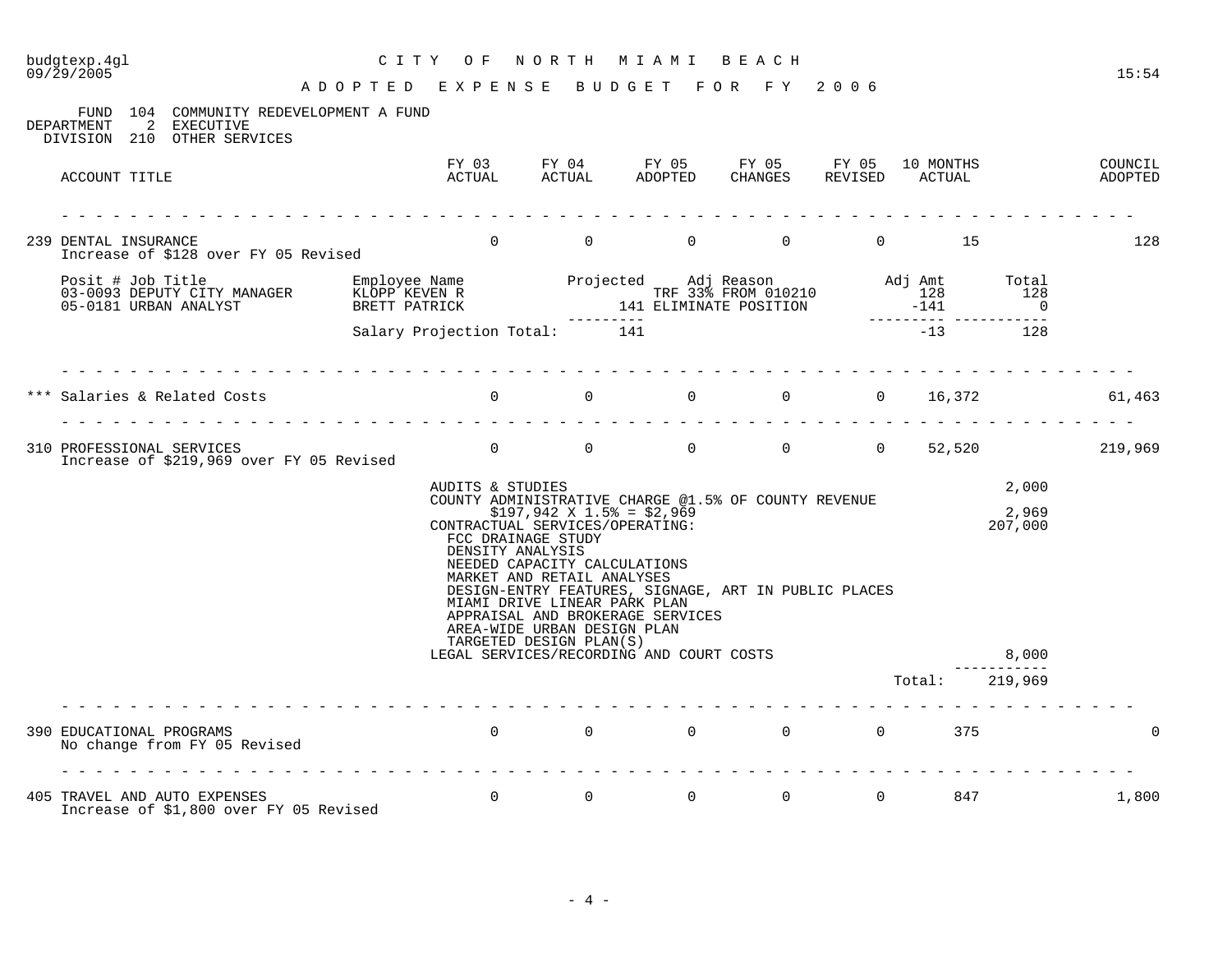**CITY OF NORTH MIAMI BEACH**

**ADOPTED EXPENSE BUDGET FOR FY 2006**

FUND 104 COMMUNITY REDEVELOPMENT A FUND
DEPARTMENT 2 EXECUTIVE
DIVISION 210 OTHER SERVICES

| ACCOUNT TITLE | FY 03 ACTUAL | FY 04 ACTUAL | FY 05 ADOPTED | FY 05 CHANGES | FY 05 REVISED | 10 MONTHS ACTUAL | COUNCIL ADOPTED |
|---|---|---|---|---|---|---|---|
| 239 DENTAL INSURANCE<br>Increase of $128 over FY 05 Revised | 0 | 0 | 0 | 0 | 0 | 15 | 128 |

| Posit # Job Title | Employee Name | Projected | Adj Reason | Adj Amt | Total |
|---|---|---|---|---|---|
| 03-0093 DEPUTY CITY MANAGER | KLOPP KEVEN R | | TRF 33% FROM 010210 | 128 | 128 |
| 05-0181 URBAN ANALYST | BRETT PATRICK | 141 | ELIMINATE POSITION | -141 | 0 |
| | Salary Projection Total: | 141 | | -13 | 128 |

| ACCOUNT TITLE | FY 03 ACTUAL | FY 04 ACTUAL | FY 05 ADOPTED | FY 05 CHANGES | FY 05 REVISED | 10 MONTHS ACTUAL | COUNCIL ADOPTED |
|---|---|---|---|---|---|---|---|
| *** Salaries & Related Costs | 0 | 0 | 0 | 0 | 0 | 16,372 | 61,463 |
| 310 PROFESSIONAL SERVICES<br>Increase of $219,969 over FY 05 Revised | 0 | 0 | 0 | 0 | 0 | 52,520 | 219,969 |

| Description | Amount |
|---|---|
| AUDITS & STUDIES | 2,000 |
| COUNTY ADMINISTRATIVE CHARGE @1.5% OF COUNTY REVENUE<br>$197,942 X 1.5% = $2,969 | 2,969 |
| CONTRACTUAL SERVICES/OPERATING:<br>FCC DRAINAGE STUDY<br>DENSITY ANALYSIS<br>NEEDED CAPACITY CALCULATIONS<br>MARKET AND RETAIL ANALYSES<br>DESIGN-ENTRY FEATURES, SIGNAGE, ART IN PUBLIC PLACES<br>MIAMI DRIVE LINEAR PARK PLAN<br>APPRAISAL AND BROKERAGE SERVICES<br>AREA-WIDE URBAN DESIGN PLAN<br>TARGETED DESIGN PLAN(S) | 207,000 |
| LEGAL SERVICES/RECORDING AND COURT COSTS | 8,000 |
| Total: | 219,969 |

| ACCOUNT TITLE | FY 03 ACTUAL | FY 04 ACTUAL | FY 05 ADOPTED | FY 05 CHANGES | FY 05 REVISED | 10 MONTHS ACTUAL | COUNCIL ADOPTED |
|---|---|---|---|---|---|---|---|
| 390 EDUCATIONAL PROGRAMS<br>No change from FY 05 Revised | 0 | 0 | 0 | 0 | 0 | 375 | 0 |
| 405 TRAVEL AND AUTO EXPENSES<br>Increase of $1,800 over FY 05 Revised | 0 | 0 | 0 | 0 | 0 | 847 | 1,800 |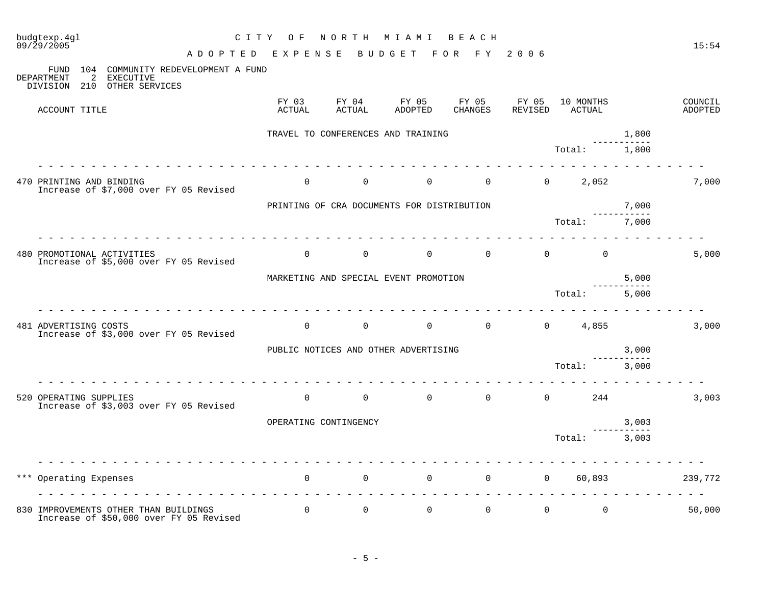CITY OF NORTH MIAMI BEACH

ADOPTED EXPENSE BUDGET FOR FY 2006

FUND 104 COMMUNITY REDEVELOPMENT A FUND
DEPARTMENT 2 EXECUTIVE
DIVISION 210 OTHER SERVICES

| ACCOUNT TITLE | FY 03 ACTUAL | FY 04 ACTUAL | FY 05 ADOPTED | FY 05 CHANGES | FY 05 REVISED | 10 MONTHS ACTUAL | | COUNCIL ADOPTED |
|---|---|---|---|---|---|---|---|---|
| | TRAVEL TO CONFERENCES AND TRAINING | | | | | | 1,800 | |
| | | | | | | Total: | 1,800 | |
| 470 PRINTING AND BINDING<br>Increase of $7,000 over FY 05 Revised | 0 | 0 | 0 | 0 | 0 | 2,052 | | 7,000 |
| | PRINTING OF CRA DOCUMENTS FOR DISTRIBUTION | | | | | | 7,000 | |
| | | | | | | Total: | 7,000 | |
| 480 PROMOTIONAL ACTIVITIES<br>Increase of $5,000 over FY 05 Revised | 0 | 0 | 0 | 0 | 0 | 0 | | 5,000 |
| | MARKETING AND SPECIAL EVENT PROMOTION | | | | | | 5,000 | |
| | | | | | | Total: | 5,000 | |
| 481 ADVERTISING COSTS<br>Increase of $3,000 over FY 05 Revised | 0 | 0 | 0 | 0 | 0 | 4,855 | | 3,000 |
| | PUBLIC NOTICES AND OTHER ADVERTISING | | | | | | 3,000 | |
| | | | | | | Total: | 3,000 | |
| 520 OPERATING SUPPLIES<br>Increase of $3,003 over FY 05 Revised | 0 | 0 | 0 | 0 | 0 | 244 | | 3,003 |
| | OPERATING CONTINGENCY | | | | | | 3,003 | |
| | | | | | | Total: | 3,003 | |
| *** Operating Expenses | 0 | 0 | 0 | 0 | 0 | 60,893 | | 239,772 |
| 830 IMPROVEMENTS OTHER THAN BUILDINGS<br>Increase of $50,000 over FY 05 Revised | 0 | 0 | 0 | 0 | 0 | 0 | | 50,000 |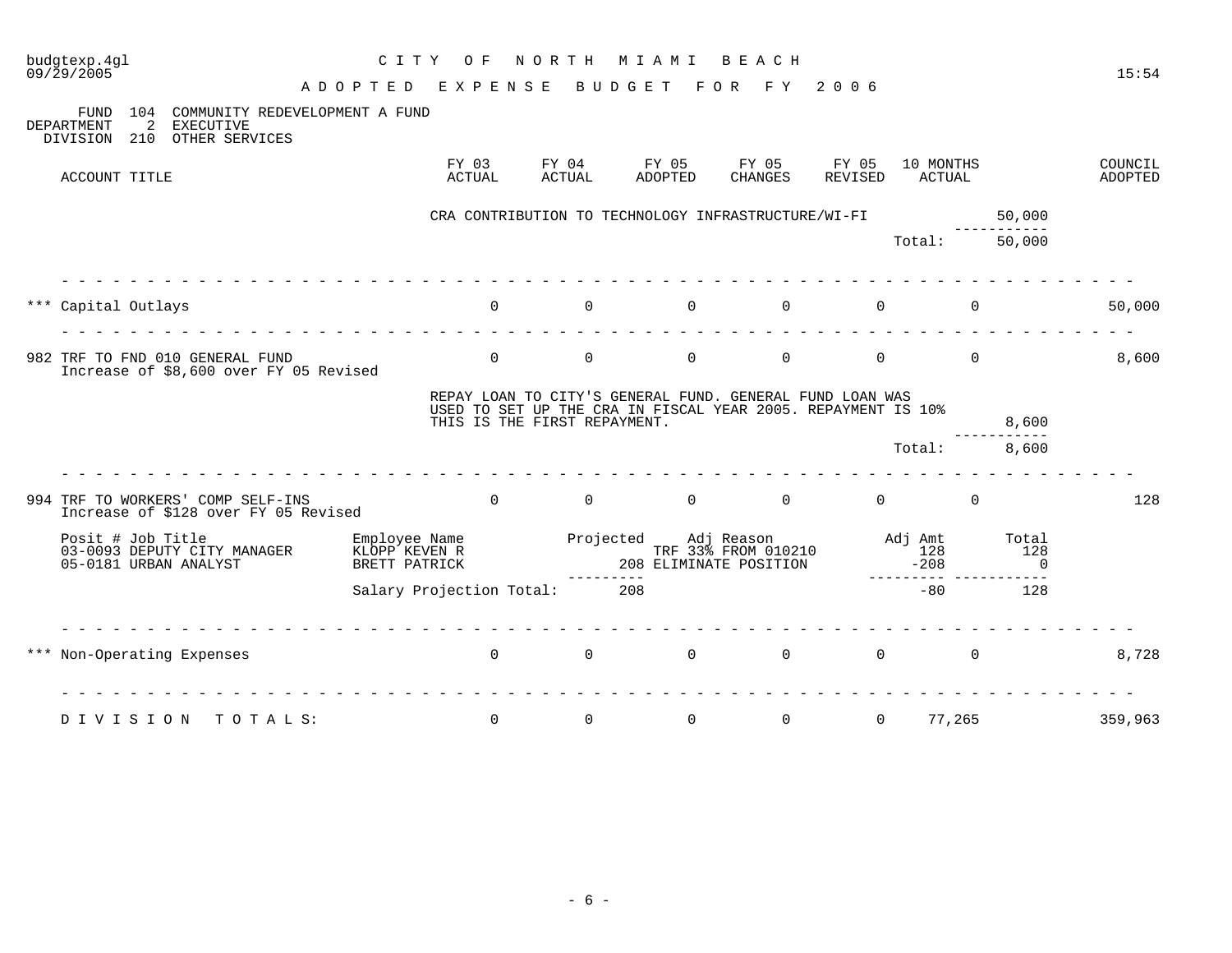budgtexp.4gl — 09/29/2005 — 15:54

# CITY OF NORTH MIAMI BEACH

## ADOPTED EXPENSE BUDGET FOR FY 2006

FUND 104 COMMUNITY REDEVELOPMENT A FUND
DEPARTMENT 2 EXECUTIVE
DIVISION 210 OTHER SERVICES

| ACCOUNT TITLE | FY 03 ACTUAL | FY 04 ACTUAL | FY 05 ADOPTED | FY 05 CHANGES | FY 05 REVISED | 10 MONTHS ACTUAL | COUNCIL ADOPTED |
|---|---|---|---|---|---|---|---|

CRA CONTRIBUTION TO TECHNOLOGY INFRASTRUCTURE/WI-FI — 50,000

Total: 50,000

| ACCOUNT TITLE | FY 03 ACTUAL | FY 04 ACTUAL | FY 05 ADOPTED | FY 05 CHANGES | FY 05 REVISED | 10 MONTHS ACTUAL | COUNCIL ADOPTED |
|---|---|---|---|---|---|---|---|
| *** Capital Outlays | 0 | 0 | 0 | 0 | 0 | 0 | 50,000 |
| 982 TRF TO FND 010 GENERAL FUND | 0 | 0 | 0 | 0 | 0 | 0 | 8,600 |

Increase of $8,600 over FY 05 Revised

REPAY LOAN TO CITY'S GENERAL FUND. GENERAL FUND LOAN WAS USED TO SET UP THE CRA IN FISCAL YEAR 2005. REPAYMENT IS 10% THIS IS THE FIRST REPAYMENT. — 8,600

Total: 8,600

| ACCOUNT TITLE | FY 03 ACTUAL | FY 04 ACTUAL | FY 05 ADOPTED | FY 05 CHANGES | FY 05 REVISED | 10 MONTHS ACTUAL | COUNCIL ADOPTED |
|---|---|---|---|---|---|---|---|
| 994 TRF TO WORKERS' COMP SELF-INS | 0 | 0 | 0 | 0 | 0 | 0 | 128 |

Increase of $128 over FY 05 Revised

| Posit # Job Title | Employee Name | Projected | Adj Reason | Adj Amt | Total |
|---|---|---|---|---|---|
| 03-0093 DEPUTY CITY MANAGER | KLOPP KEVEN R | | TRF 33% FROM 010210 | 128 | 128 |
| 05-0181 URBAN ANALYST | BRETT PATRICK | 208 | ELIMINATE POSITION | -208 | 0 |
| | Salary Projection Total: | 208 | | -80 | 128 |

| ACCOUNT TITLE | FY 03 ACTUAL | FY 04 ACTUAL | FY 05 ADOPTED | FY 05 CHANGES | FY 05 REVISED | 10 MONTHS ACTUAL | COUNCIL ADOPTED |
|---|---|---|---|---|---|---|---|
| *** Non-Operating Expenses | 0 | 0 | 0 | 0 | 0 | 0 | 8,728 |
| DIVISION TOTALS: | 0 | 0 | 0 | 0 | 0 | 77,265 | 359,963 |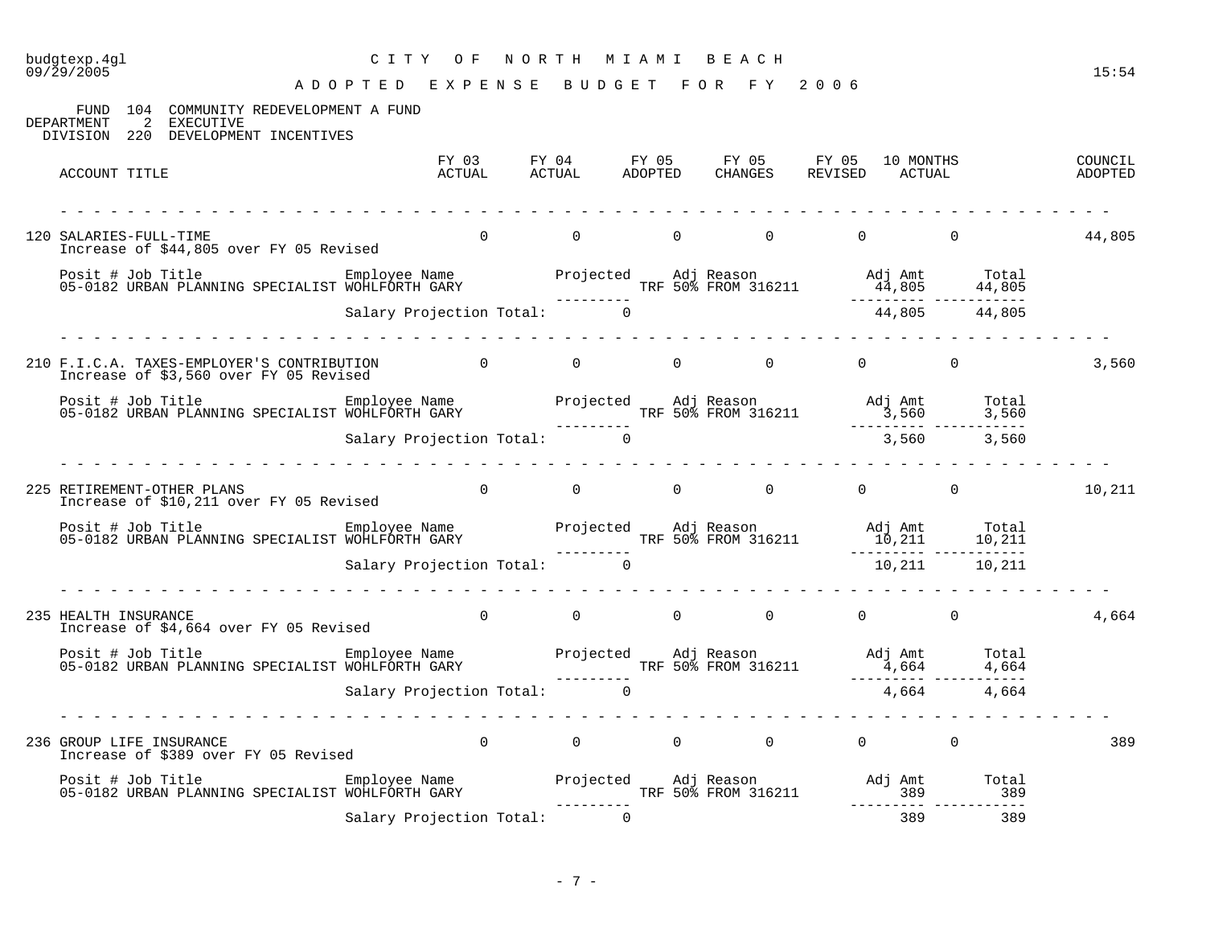# CITY OF NORTH MIAMI BEACH

## ADOPTED EXPENSE BUDGET FOR FY 2006

FUND 104 COMMUNITY REDEVELOPMENT A FUND
DEPARTMENT 2 EXECUTIVE
DIVISION 220 DEVELOPMENT INCENTIVES

| ACCOUNT TITLE | FY 03 ACTUAL | FY 04 ACTUAL | FY 05 ADOPTED | FY 05 CHANGES | FY 05 REVISED | 10 MONTHS ACTUAL | COUNCIL ADOPTED |
|---|---|---|---|---|---|---|---|
| 120 SALARIES-FULL-TIME | 0 | 0 | 0 | 0 | 0 | 0 | 44,805 |

Increase of $44,805 over FY 05 Revised

| Posit # | Job Title | Employee Name | Projected | Adj Reason | Adj Amt | Total |
|---|---|---|---|---|---|---|
| 05-0182 | URBAN PLANNING SPECIALIST | WOHLFORTH GARY | | TRF 50% FROM 316211 | 44,805 | 44,805 |
| | | Salary Projection Total: | 0 | | 44,805 | 44,805 |

| ACCOUNT TITLE | FY 03 ACTUAL | FY 04 ACTUAL | FY 05 ADOPTED | FY 05 CHANGES | FY 05 REVISED | 10 MONTHS ACTUAL | COUNCIL ADOPTED |
|---|---|---|---|---|---|---|---|
| 210 F.I.C.A. TAXES-EMPLOYER'S CONTRIBUTION | 0 | 0 | 0 | 0 | 0 | 0 | 3,560 |

Increase of $3,560 over FY 05 Revised

| Posit # | Job Title | Employee Name | Projected | Adj Reason | Adj Amt | Total |
|---|---|---|---|---|---|---|
| 05-0182 | URBAN PLANNING SPECIALIST | WOHLFORTH GARY | | TRF 50% FROM 316211 | 3,560 | 3,560 |
| | | Salary Projection Total: | 0 | | 3,560 | 3,560 |

| ACCOUNT TITLE | FY 03 ACTUAL | FY 04 ACTUAL | FY 05 ADOPTED | FY 05 CHANGES | FY 05 REVISED | 10 MONTHS ACTUAL | COUNCIL ADOPTED |
|---|---|---|---|---|---|---|---|
| 225 RETIREMENT-OTHER PLANS | 0 | 0 | 0 | 0 | 0 | 0 | 10,211 |

Increase of $10,211 over FY 05 Revised

| Posit # | Job Title | Employee Name | Projected | Adj Reason | Adj Amt | Total |
|---|---|---|---|---|---|---|
| 05-0182 | URBAN PLANNING SPECIALIST | WOHLFORTH GARY | | TRF 50% FROM 316211 | 10,211 | 10,211 |
| | | Salary Projection Total: | 0 | | 10,211 | 10,211 |

| ACCOUNT TITLE | FY 03 ACTUAL | FY 04 ACTUAL | FY 05 ADOPTED | FY 05 CHANGES | FY 05 REVISED | 10 MONTHS ACTUAL | COUNCIL ADOPTED |
|---|---|---|---|---|---|---|---|
| 235 HEALTH INSURANCE | 0 | 0 | 0 | 0 | 0 | 0 | 4,664 |

Increase of $4,664 over FY 05 Revised

| Posit # | Job Title | Employee Name | Projected | Adj Reason | Adj Amt | Total |
|---|---|---|---|---|---|---|
| 05-0182 | URBAN PLANNING SPECIALIST | WOHLFORTH GARY | | TRF 50% FROM 316211 | 4,664 | 4,664 |
| | | Salary Projection Total: | 0 | | 4,664 | 4,664 |

| ACCOUNT TITLE | FY 03 ACTUAL | FY 04 ACTUAL | FY 05 ADOPTED | FY 05 CHANGES | FY 05 REVISED | 10 MONTHS ACTUAL | COUNCIL ADOPTED |
|---|---|---|---|---|---|---|---|
| 236 GROUP LIFE INSURANCE | 0 | 0 | 0 | 0 | 0 | 0 | 389 |

Increase of $389 over FY 05 Revised

| Posit # | Job Title | Employee Name | Projected | Adj Reason | Adj Amt | Total |
|---|---|---|---|---|---|---|
| 05-0182 | URBAN PLANNING SPECIALIST | WOHLFORTH GARY | | TRF 50% FROM 316211 | 389 | 389 |
| | | Salary Projection Total: | 0 | | 389 | 389 |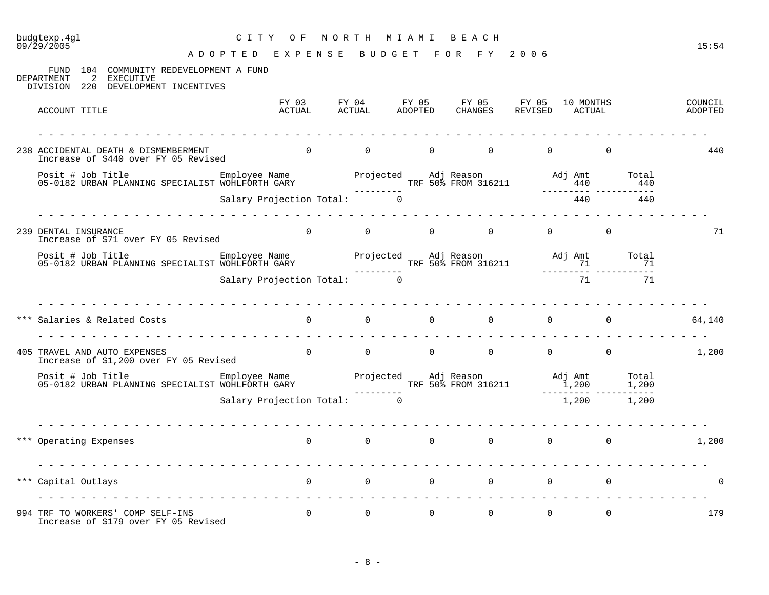# CITY OF NORTH MIAMI BEACH

## ADOPTED EXPENSE BUDGET FOR FY 2006

FUND 104 COMMUNITY REDEVELOPMENT A FUND
DEPARTMENT 2 EXECUTIVE
DIVISION 220 DEVELOPMENT INCENTIVES

| ACCOUNT TITLE | FY 03 ACTUAL | FY 04 ACTUAL | FY 05 ADOPTED | FY 05 CHANGES | FY 05 REVISED | 10 MONTHS ACTUAL | COUNCIL ADOPTED |
|---|---|---|---|---|---|---|---|
| 238 ACCIDENTAL DEATH & DISMEMBERMENT<br>Increase of $440 over FY 05 Revised | 0 | 0 | 0 | 0 | 0 | 0 | 440 |

| Posit # | Job Title | Employee Name | Projected | Adj Reason | Adj Amt | Total |
|---|---|---|---|---|---|---|
| 05-0182 | URBAN PLANNING SPECIALIST | WOHLFORTH GARY | | TRF 50% FROM 316211 | 440 | 440 |
| | | Salary Projection Total: | 0 | | 440 | 440 |

| ACCOUNT TITLE | FY 03 ACTUAL | FY 04 ACTUAL | FY 05 ADOPTED | FY 05 CHANGES | FY 05 REVISED | 10 MONTHS ACTUAL | COUNCIL ADOPTED |
|---|---|---|---|---|---|---|---|
| 239 DENTAL INSURANCE<br>Increase of $71 over FY 05 Revised | 0 | 0 | 0 | 0 | 0 | 0 | 71 |

| Posit # | Job Title | Employee Name | Projected | Adj Reason | Adj Amt | Total |
|---|---|---|---|---|---|---|
| 05-0182 | URBAN PLANNING SPECIALIST | WOHLFORTH GARY | | TRF 50% FROM 316211 | 71 | 71 |
| | | Salary Projection Total: | 0 | | 71 | 71 |

| ACCOUNT TITLE | FY 03 ACTUAL | FY 04 ACTUAL | FY 05 ADOPTED | FY 05 CHANGES | FY 05 REVISED | 10 MONTHS ACTUAL | COUNCIL ADOPTED |
|---|---|---|---|---|---|---|---|
| *** Salaries & Related Costs | 0 | 0 | 0 | 0 | 0 | 0 | 64,140 |
| 405 TRAVEL AND AUTO EXPENSES<br>Increase of $1,200 over FY 05 Revised | 0 | 0 | 0 | 0 | 0 | 0 | 1,200 |

| Posit # | Job Title | Employee Name | Projected | Adj Reason | Adj Amt | Total |
|---|---|---|---|---|---|---|
| 05-0182 | URBAN PLANNING SPECIALIST | WOHLFORTH GARY | | TRF 50% FROM 316211 | 1,200 | 1,200 |
| | | Salary Projection Total: | 0 | | 1,200 | 1,200 |

| ACCOUNT TITLE | FY 03 ACTUAL | FY 04 ACTUAL | FY 05 ADOPTED | FY 05 CHANGES | FY 05 REVISED | 10 MONTHS ACTUAL | COUNCIL ADOPTED |
|---|---|---|---|---|---|---|---|
| *** Operating Expenses | 0 | 0 | 0 | 0 | 0 | 0 | 1,200 |
| *** Capital Outlays | 0 | 0 | 0 | 0 | 0 | 0 | 0 |
| 994 TRF TO WORKERS' COMP SELF-INS<br>Increase of $179 over FY 05 Revised | 0 | 0 | 0 | 0 | 0 | 0 | 179 |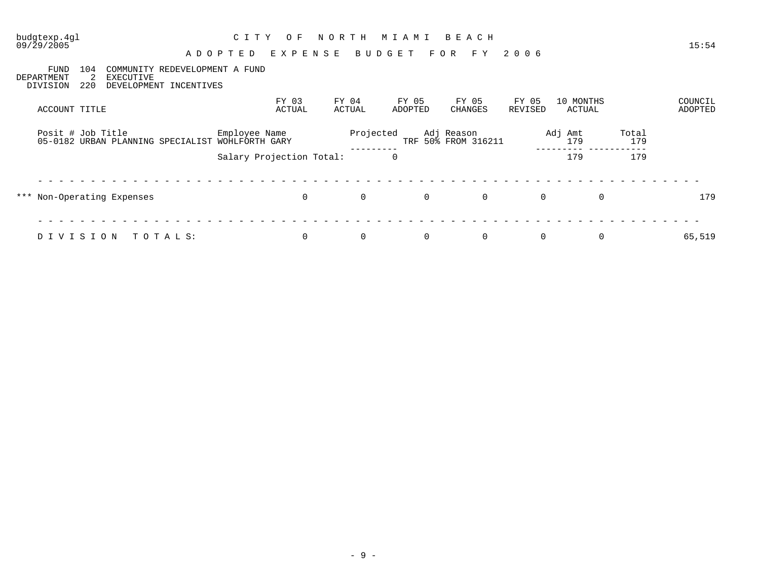budgtexp.4gl
09/29/2005

# C I T Y O F N O R T H M I A M I B E A C H

## A D O P T E D E X P E N S E B U D G E T F O R F Y 2 0 0 6

15:54

FUND 104 COMMUNITY REDEVELOPMENT A FUND
DEPARTMENT 2 EXECUTIVE
DIVISION 220 DEVELOPMENT INCENTIVES

| Posit # | Job Title | Employee Name | Projected | Adj Reason | Adj Amt | Total |
|---|---|---|---|---|---|---|
| 05-0182 | URBAN PLANNING SPECIALIST | WOHLFORTH GARY | | TRF 50% FROM 316211 | 179 | 179 |
| | | Salary Projection Total: | 0 | | 179 | 179 |

| ACCOUNT TITLE | FY 03 ACTUAL | FY 04 ACTUAL | FY 05 ADOPTED | FY 05 CHANGES | FY 05 REVISED | 10 MONTHS ACTUAL | COUNCIL ADOPTED |
|---|---|---|---|---|---|---|---|
| *** Non-Operating Expenses | 0 | 0 | 0 | 0 | 0 | 0 | 179 |
| D I V I S I O N T O T A L S: | 0 | 0 | 0 | 0 | 0 | 0 | 65,519 |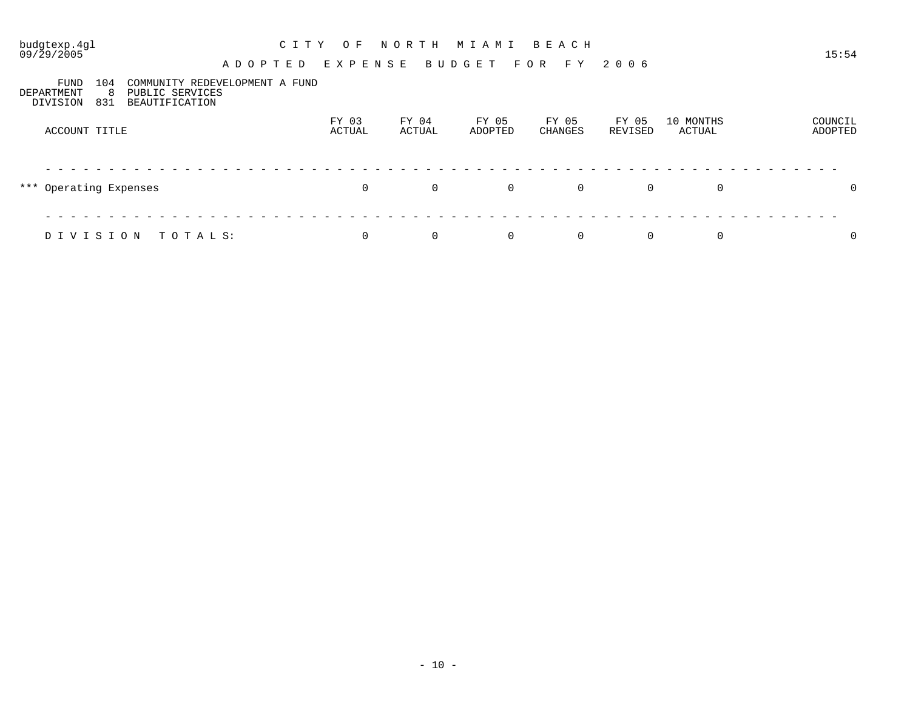budgtexp.4gl
09/29/2005

# CITY OF NORTH MIAMI BEACH

## ADOPTED EXPENSE BUDGET FOR FY 2006

15:54

FUND 104 COMMUNITY REDEVELOPMENT A FUND
DEPARTMENT 8 PUBLIC SERVICES
DIVISION 831 BEAUTIFICATION

| ACCOUNT TITLE | FY 03 ACTUAL | FY 04 ACTUAL | FY 05 ADOPTED | FY 05 CHANGES | FY 05 REVISED | 10 MONTHS ACTUAL | COUNCIL ADOPTED |
|---|---|---|---|---|---|---|---|
| *** Operating Expenses | 0 | 0 | 0 | 0 | 0 | 0 | 0 |
| DIVISION TOTALS: | 0 | 0 | 0 | 0 | 0 | 0 | 0 |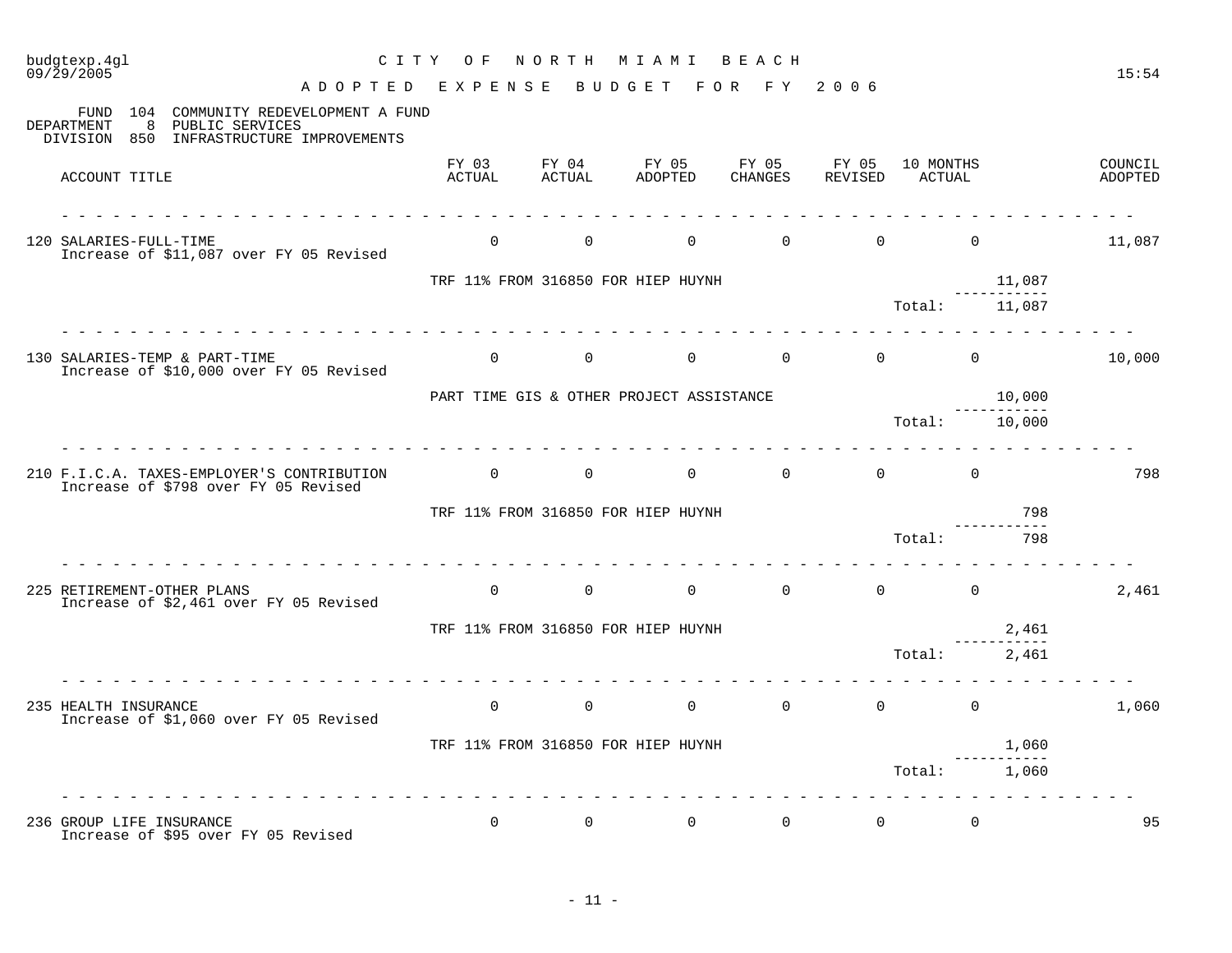# CITY OF NORTH MIAMI BEACH

## ADOPTED EXPENSE BUDGET FOR FY 2006

budgtexp.4gl
09/29/2005 15:54

FUND 104 COMMUNITY REDEVELOPMENT A FUND
DEPARTMENT 8 PUBLIC SERVICES
DIVISION 850 INFRASTRUCTURE IMPROVEMENTS

| ACCOUNT TITLE | FY 03 ACTUAL | FY 04 ACTUAL | FY 05 ADOPTED | FY 05 CHANGES | FY 05 REVISED | 10 MONTHS ACTUAL | | COUNCIL ADOPTED |
|---|---|---|---|---|---|---|---|---|
| 120 SALARIES-FULL-TIME<br>Increase of $11,087 over FY 05 Revised | 0 | 0 | 0 | 0 | 0 | 0 | | 11,087 |
| | TRF 11% FROM 316850 FOR HIEP HUYNH | | | | | | 11,087 | |
| | | | | | | Total: | 11,087 | |
| 130 SALARIES-TEMP & PART-TIME<br>Increase of $10,000 over FY 05 Revised | 0 | 0 | 0 | 0 | 0 | 0 | | 10,000 |
| | PART TIME GIS & OTHER PROJECT ASSISTANCE | | | | | | 10,000 | |
| | | | | | | Total: | 10,000 | |
| 210 F.I.C.A. TAXES-EMPLOYER'S CONTRIBUTION<br>Increase of $798 over FY 05 Revised | 0 | 0 | 0 | 0 | 0 | 0 | | 798 |
| | TRF 11% FROM 316850 FOR HIEP HUYNH | | | | | | 798 | |
| | | | | | | Total: | 798 | |
| 225 RETIREMENT-OTHER PLANS<br>Increase of $2,461 over FY 05 Revised | 0 | 0 | 0 | 0 | 0 | 0 | | 2,461 |
| | TRF 11% FROM 316850 FOR HIEP HUYNH | | | | | | 2,461 | |
| | | | | | | Total: | 2,461 | |
| 235 HEALTH INSURANCE<br>Increase of $1,060 over FY 05 Revised | 0 | 0 | 0 | 0 | 0 | 0 | | 1,060 |
| | TRF 11% FROM 316850 FOR HIEP HUYNH | | | | | | 1,060 | |
| | | | | | | Total: | 1,060 | |
| 236 GROUP LIFE INSURANCE<br>Increase of $95 over FY 05 Revised | 0 | 0 | 0 | 0 | 0 | 0 | | 95 |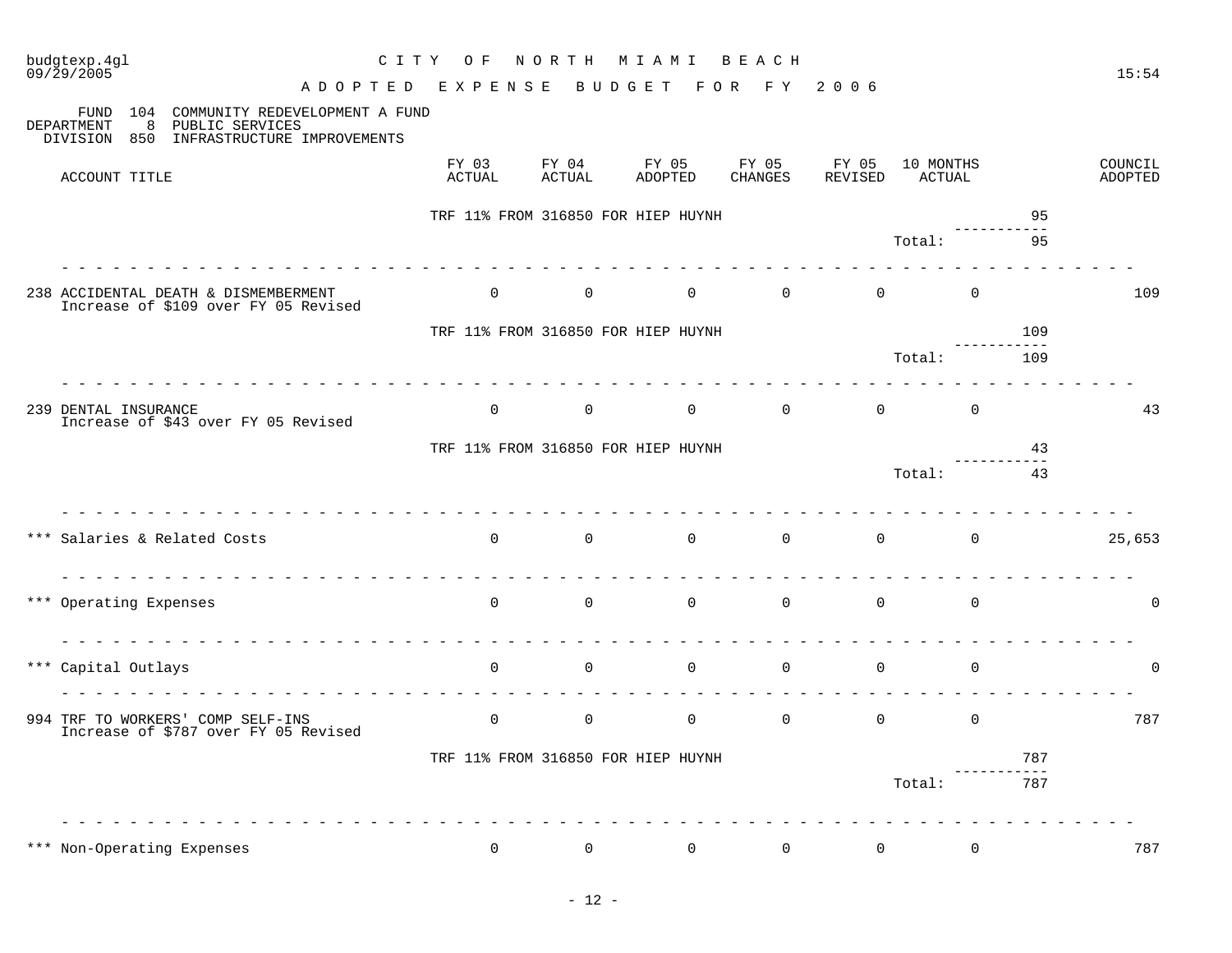CITY OF NORTH MIAMI BEACH

ADOPTED EXPENSE BUDGET FOR FY 2006

FUND 104 COMMUNITY REDEVELOPMENT A FUND
DEPARTMENT 8 PUBLIC SERVICES
DIVISION 850 INFRASTRUCTURE IMPROVEMENTS

| ACCOUNT TITLE | FY 03 ACTUAL | FY 04 ACTUAL | FY 05 ADOPTED | FY 05 CHANGES | FY 05 REVISED | 10 MONTHS ACTUAL | | COUNCIL ADOPTED |
|---|---|---|---|---|---|---|---|---|
| | TRF 11% FROM 316850 FOR HIEP HUYNH | | | | | | 95 | |
| | | | | | | Total: | 95 | |
| 238 ACCIDENTAL DEATH & DISMEMBERMENT<br>Increase of $109 over FY 05 Revised | 0 | 0 | 0 | 0 | 0 | 0 | | 109 |
| | TRF 11% FROM 316850 FOR HIEP HUYNH | | | | | | 109 | |
| | | | | | | Total: | 109 | |
| 239 DENTAL INSURANCE<br>Increase of $43 over FY 05 Revised | 0 | 0 | 0 | 0 | 0 | 0 | | 43 |
| | TRF 11% FROM 316850 FOR HIEP HUYNH | | | | | | 43 | |
| | | | | | | Total: | 43 | |
| *** Salaries & Related Costs | 0 | 0 | 0 | 0 | 0 | 0 | | 25,653 |
| *** Operating Expenses | 0 | 0 | 0 | 0 | 0 | 0 | | 0 |
| *** Capital Outlays | 0 | 0 | 0 | 0 | 0 | 0 | | 0 |
| 994 TRF TO WORKERS' COMP SELF-INS<br>Increase of $787 over FY 05 Revised | 0 | 0 | 0 | 0 | 0 | 0 | | 787 |
| | TRF 11% FROM 316850 FOR HIEP HUYNH | | | | | | 787 | |
| | | | | | | Total: | 787 | |
| *** Non-Operating Expenses | 0 | 0 | 0 | 0 | 0 | 0 | | 787 |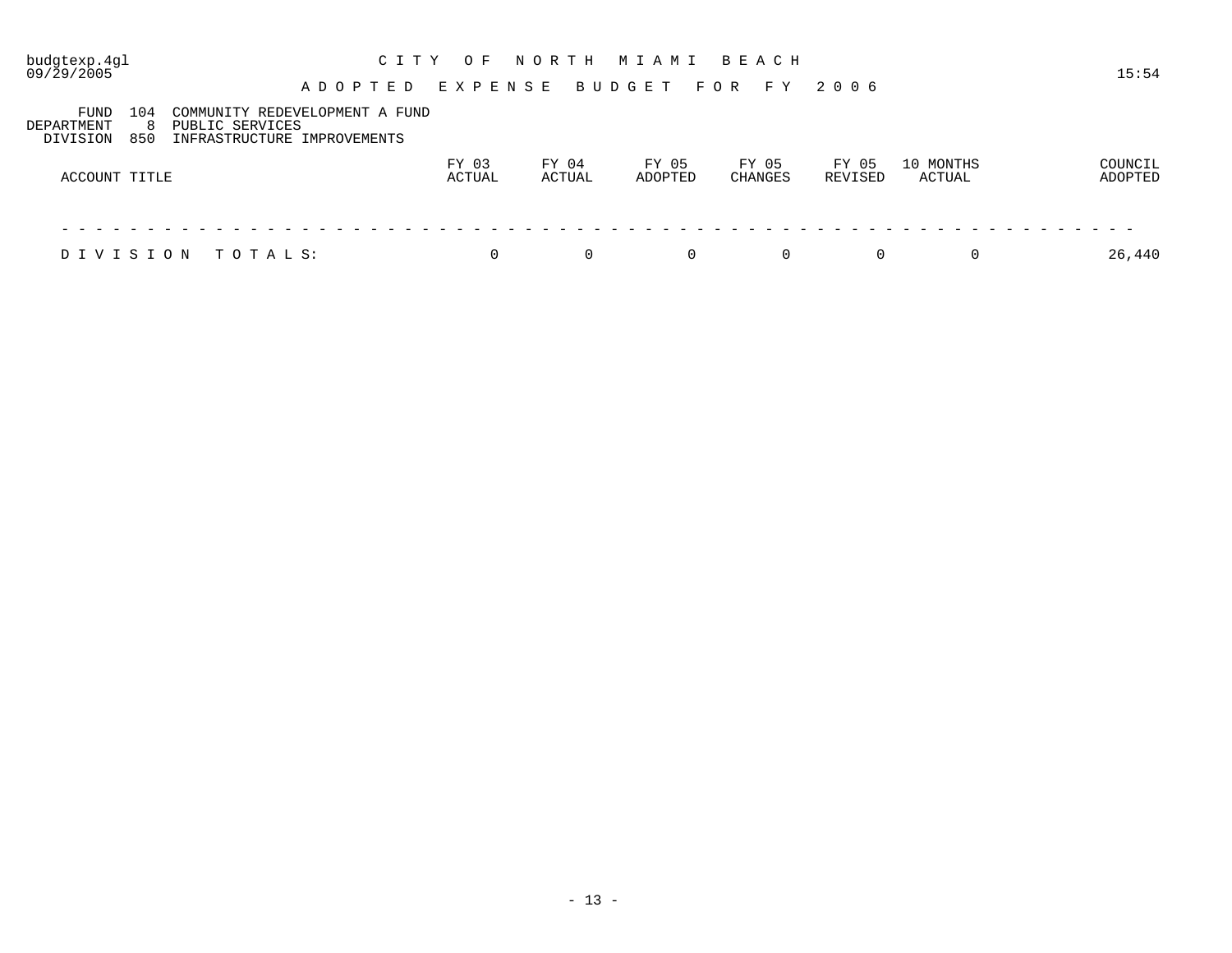budgtexp.4gl
09/29/2005

# CITY OF NORTH MIAMI BEACH

## ADOPTED EXPENSE BUDGET FOR FY 2006

15:54

FUND 104 COMMUNITY REDEVELOPMENT A FUND
DEPARTMENT 8 PUBLIC SERVICES
DIVISION 850 INFRASTRUCTURE IMPROVEMENTS

| ACCOUNT TITLE | FY 03 ACTUAL | FY 04 ACTUAL | FY 05 ADOPTED | FY 05 CHANGES | FY 05 REVISED | 10 MONTHS ACTUAL | COUNCIL ADOPTED |
|---|---|---|---|---|---|---|---|
| DIVISION TOTALS: | 0 | 0 | 0 | 0 | 0 | 0 | 26,440 |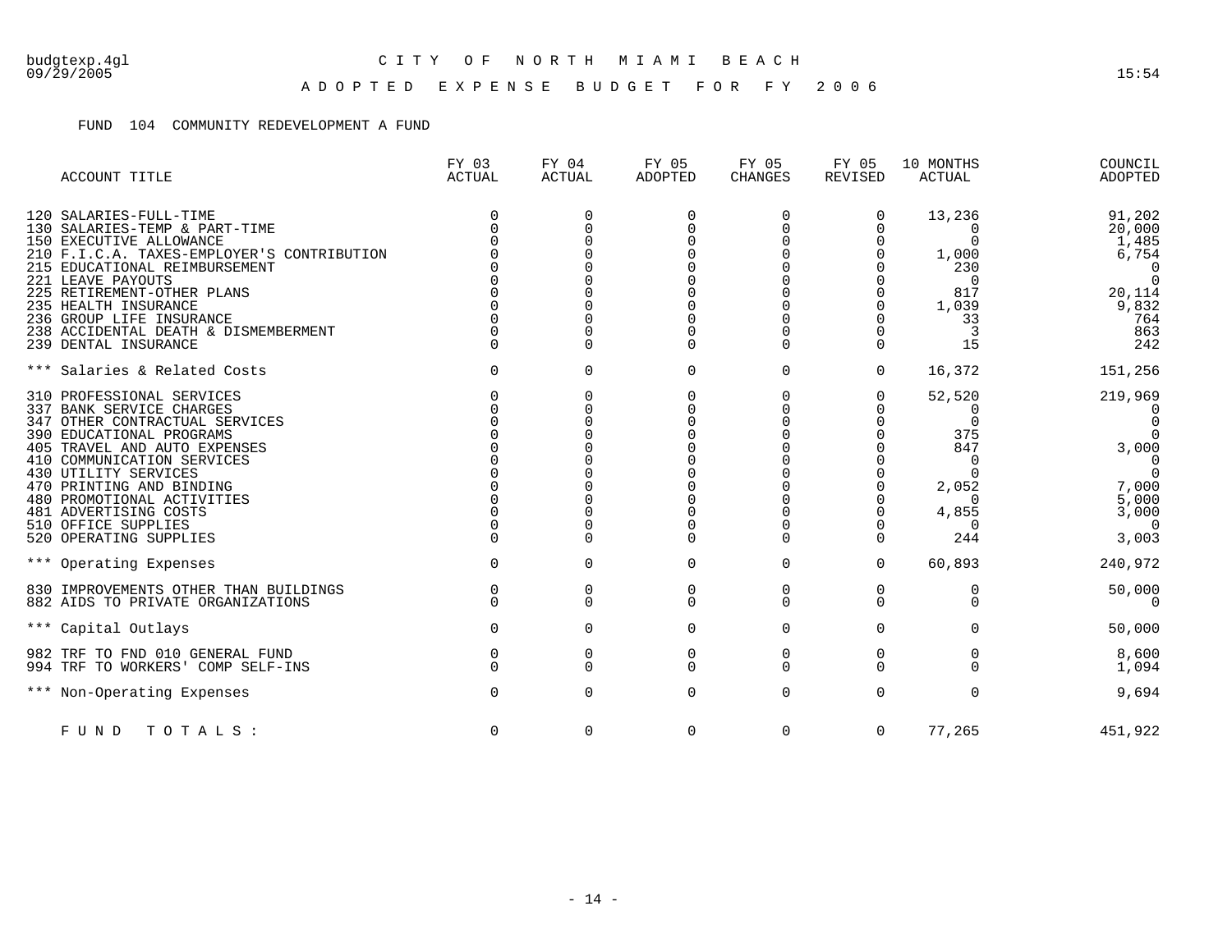# CITY OF NORTH MIAMI BEACH

## ADOPTED EXPENSE BUDGET FOR FY 2006

budgtexp.4gl
09/29/2005
15:54

FUND 104 COMMUNITY REDEVELOPMENT A FUND

| ACCOUNT TITLE | FY 03 ACTUAL | FY 04 ACTUAL | FY 05 ADOPTED | FY 05 CHANGES | FY 05 REVISED | 10 MONTHS ACTUAL | COUNCIL ADOPTED |
|---|---|---|---|---|---|---|---|
| 120 SALARIES-FULL-TIME | 0 | 0 | 0 | 0 | 0 | 13,236 | 91,202 |
| 130 SALARIES-TEMP & PART-TIME | 0 | 0 | 0 | 0 | 0 | 0 | 20,000 |
| 150 EXECUTIVE ALLOWANCE | 0 | 0 | 0 | 0 | 0 | 0 | 1,485 |
| 210 F.I.C.A. TAXES-EMPLOYER'S CONTRIBUTION | 0 | 0 | 0 | 0 | 0 | 1,000 | 6,754 |
| 215 EDUCATIONAL REIMBURSEMENT | 0 | 0 | 0 | 0 | 0 | 230 | 0 |
| 221 LEAVE PAYOUTS | 0 | 0 | 0 | 0 | 0 | 0 | 0 |
| 225 RETIREMENT-OTHER PLANS | 0 | 0 | 0 | 0 | 0 | 817 | 20,114 |
| 235 HEALTH INSURANCE | 0 | 0 | 0 | 0 | 0 | 1,039 | 9,832 |
| 236 GROUP LIFE INSURANCE | 0 | 0 | 0 | 0 | 0 | 33 | 764 |
| 238 ACCIDENTAL DEATH & DISMEMBERMENT | 0 | 0 | 0 | 0 | 0 | 3 | 863 |
| 239 DENTAL INSURANCE | 0 | 0 | 0 | 0 | 0 | 15 | 242 |
| *** Salaries & Related Costs | 0 | 0 | 0 | 0 | 0 | 16,372 | 151,256 |
| 310 PROFESSIONAL SERVICES | 0 | 0 | 0 | 0 | 0 | 52,520 | 219,969 |
| 337 BANK SERVICE CHARGES | 0 | 0 | 0 | 0 | 0 | 0 | 0 |
| 347 OTHER CONTRACTUAL SERVICES | 0 | 0 | 0 | 0 | 0 | 0 | 0 |
| 390 EDUCATIONAL PROGRAMS | 0 | 0 | 0 | 0 | 0 | 375 | 0 |
| 405 TRAVEL AND AUTO EXPENSES | 0 | 0 | 0 | 0 | 0 | 847 | 3,000 |
| 410 COMMUNICATION SERVICES | 0 | 0 | 0 | 0 | 0 | 0 | 0 |
| 430 UTILITY SERVICES | 0 | 0 | 0 | 0 | 0 | 0 | 0 |
| 470 PRINTING AND BINDING | 0 | 0 | 0 | 0 | 0 | 2,052 | 7,000 |
| 480 PROMOTIONAL ACTIVITIES | 0 | 0 | 0 | 0 | 0 | 0 | 5,000 |
| 481 ADVERTISING COSTS | 0 | 0 | 0 | 0 | 0 | 4,855 | 3,000 |
| 510 OFFICE SUPPLIES | 0 | 0 | 0 | 0 | 0 | 0 | 0 |
| 520 OPERATING SUPPLIES | 0 | 0 | 0 | 0 | 0 | 244 | 3,003 |
| *** Operating Expenses | 0 | 0 | 0 | 0 | 0 | 60,893 | 240,972 |
| 830 IMPROVEMENTS OTHER THAN BUILDINGS | 0 | 0 | 0 | 0 | 0 | 0 | 50,000 |
| 882 AIDS TO PRIVATE ORGANIZATIONS | 0 | 0 | 0 | 0 | 0 | 0 | 0 |
| *** Capital Outlays | 0 | 0 | 0 | 0 | 0 | 0 | 50,000 |
| 982 TRF TO FND 010 GENERAL FUND | 0 | 0 | 0 | 0 | 0 | 0 | 8,600 |
| 994 TRF TO WORKERS' COMP SELF-INS | 0 | 0 | 0 | 0 | 0 | 0 | 1,094 |
| *** Non-Operating Expenses | 0 | 0 | 0 | 0 | 0 | 0 | 9,694 |
| FUND TOTALS: | 0 | 0 | 0 | 0 | 0 | 77,265 | 451,922 |